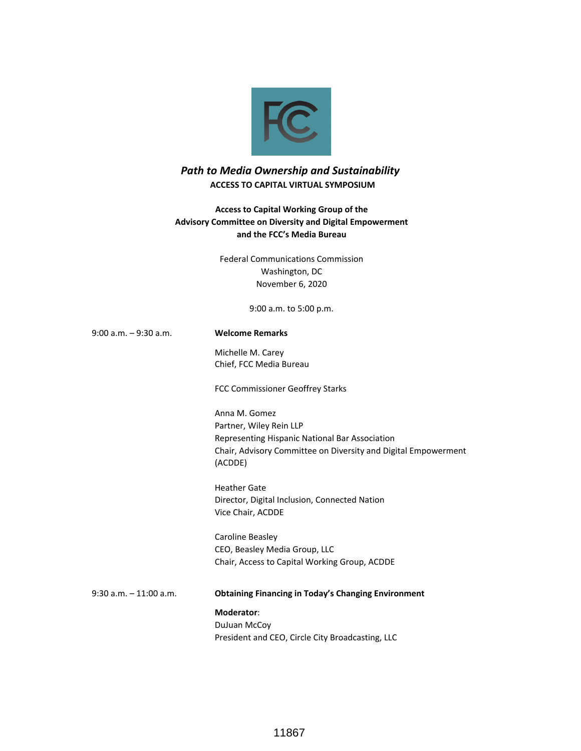# *Path to Media Ownership and Sustainability*

**ACCESS TO CAPITAL VIRTUAL SYMPOSIUM**

**Access to Capital Working Group of the Advisory Committee on Diversity and Digital Empowerment and the FCC's Media Bureau**

Federal Communications Commission
Washington, DC
November 6, 2020

9:00 a.m. to 5:00 p.m.

9:00 a.m. – 9:30 a.m. **Welcome Remarks**

Michelle M. Carey
Chief, FCC Media Bureau

FCC Commissioner Geoffrey Starks

Anna M. Gomez
Partner, Wiley Rein LLP
Representing Hispanic National Bar Association
Chair, Advisory Committee on Diversity and Digital Empowerment (ACDDE)

Heather Gate
Director, Digital Inclusion, Connected Nation
Vice Chair, ACDDE

Caroline Beasley
CEO, Beasley Media Group, LLC
Chair, Access to Capital Working Group, ACDDE

9:30 a.m. – 11:00 a.m. **Obtaining Financing in Today's Changing Environment**

**Moderator**:
DuJuan McCoy
President and CEO, Circle City Broadcasting, LLC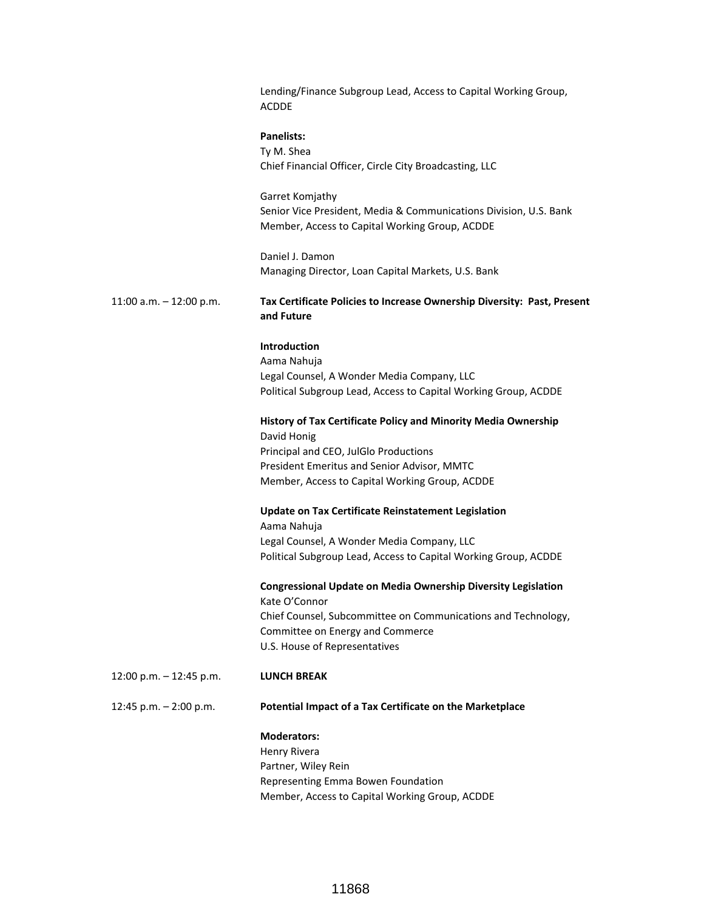Lending/Finance Subgroup Lead, Access to Capital Working Group, ACDDE

**Panelists:**
Ty M. Shea
Chief Financial Officer, Circle City Broadcasting, LLC

Garret Komjathy
Senior Vice President, Media & Communications Division, U.S. Bank
Member, Access to Capital Working Group, ACDDE

Daniel J. Damon
Managing Director, Loan Capital Markets, U.S. Bank

11:00 a.m. – 12:00 p.m. **Tax Certificate Policies to Increase Ownership Diversity: Past, Present and Future**

**Introduction**
Aama Nahuja
Legal Counsel, A Wonder Media Company, LLC
Political Subgroup Lead, Access to Capital Working Group, ACDDE

**History of Tax Certificate Policy and Minority Media Ownership**
David Honig
Principal and CEO, JulGlo Productions
President Emeritus and Senior Advisor, MMTC
Member, Access to Capital Working Group, ACDDE

**Update on Tax Certificate Reinstatement Legislation**
Aama Nahuja
Legal Counsel, A Wonder Media Company, LLC
Political Subgroup Lead, Access to Capital Working Group, ACDDE

**Congressional Update on Media Ownership Diversity Legislation**
Kate O'Connor
Chief Counsel, Subcommittee on Communications and Technology, Committee on Energy and Commerce
U.S. House of Representatives

12:00 p.m. – 12:45 p.m. **LUNCH BREAK**

12:45 p.m. – 2:00 p.m. **Potential Impact of a Tax Certificate on the Marketplace**

**Moderators:**
Henry Rivera
Partner, Wiley Rein
Representing Emma Bowen Foundation
Member, Access to Capital Working Group, ACDDE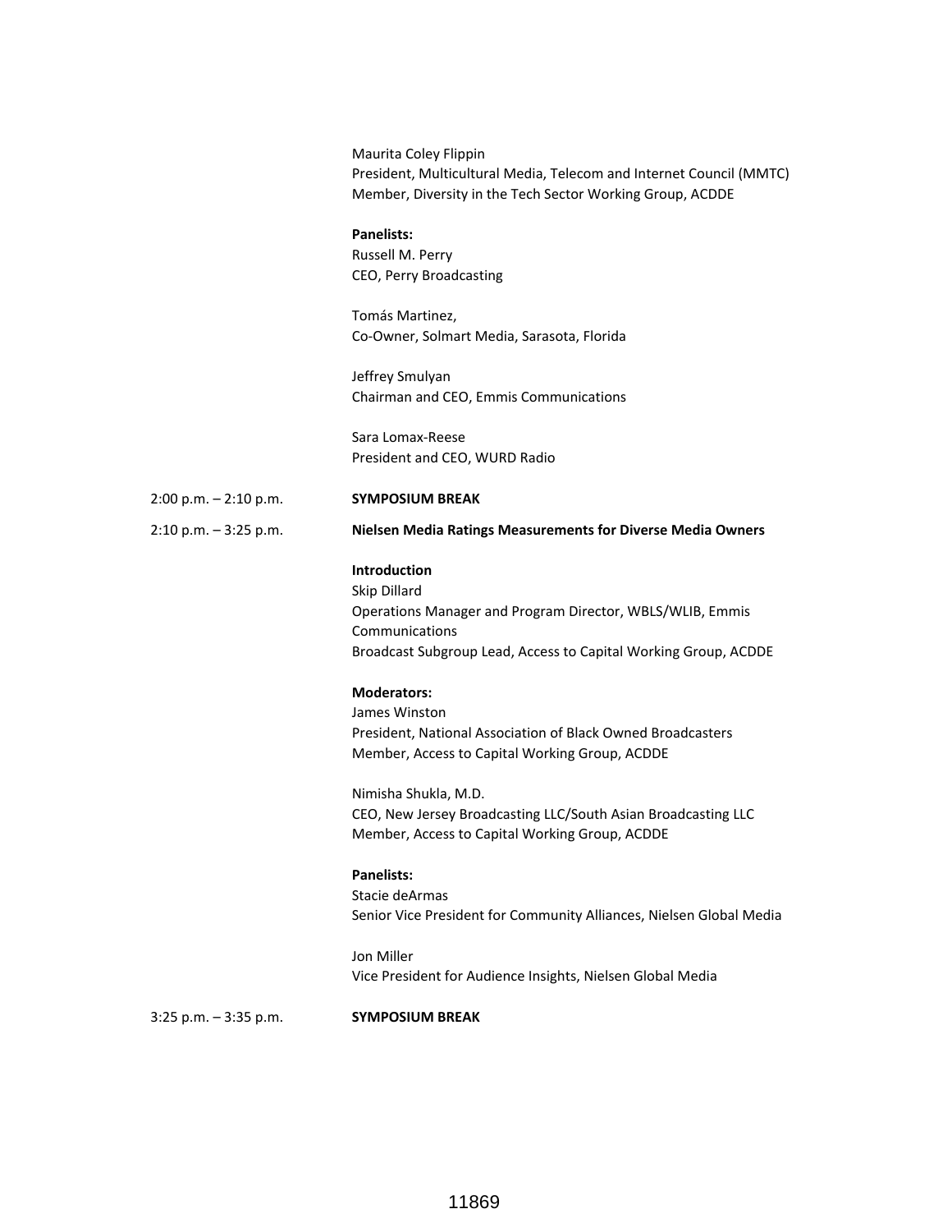Maurita Coley Flippin
President, Multicultural Media, Telecom and Internet Council (MMTC)
Member, Diversity in the Tech Sector Working Group, ACDDE

**Panelists:**
Russell M. Perry
CEO, Perry Broadcasting

Tomás Martinez,
Co-Owner, Solmart Media, Sarasota, Florida

Jeffrey Smulyan
Chairman and CEO, Emmis Communications

Sara Lomax-Reese
President and CEO, WURD Radio

2:00 p.m. – 2:10 p.m. **SYMPOSIUM BREAK**

2:10 p.m. – 3:25 p.m. **Nielsen Media Ratings Measurements for Diverse Media Owners**

**Introduction**
Skip Dillard
Operations Manager and Program Director, WBLS/WLIB, Emmis Communications
Broadcast Subgroup Lead, Access to Capital Working Group, ACDDE

**Moderators:**
James Winston
President, National Association of Black Owned Broadcasters
Member, Access to Capital Working Group, ACDDE

Nimisha Shukla, M.D.
CEO, New Jersey Broadcasting LLC/South Asian Broadcasting LLC
Member, Access to Capital Working Group, ACDDE

**Panelists:**
Stacie deArmas
Senior Vice President for Community Alliances, Nielsen Global Media

Jon Miller
Vice President for Audience Insights, Nielsen Global Media

3:25 p.m. – 3:35 p.m. **SYMPOSIUM BREAK**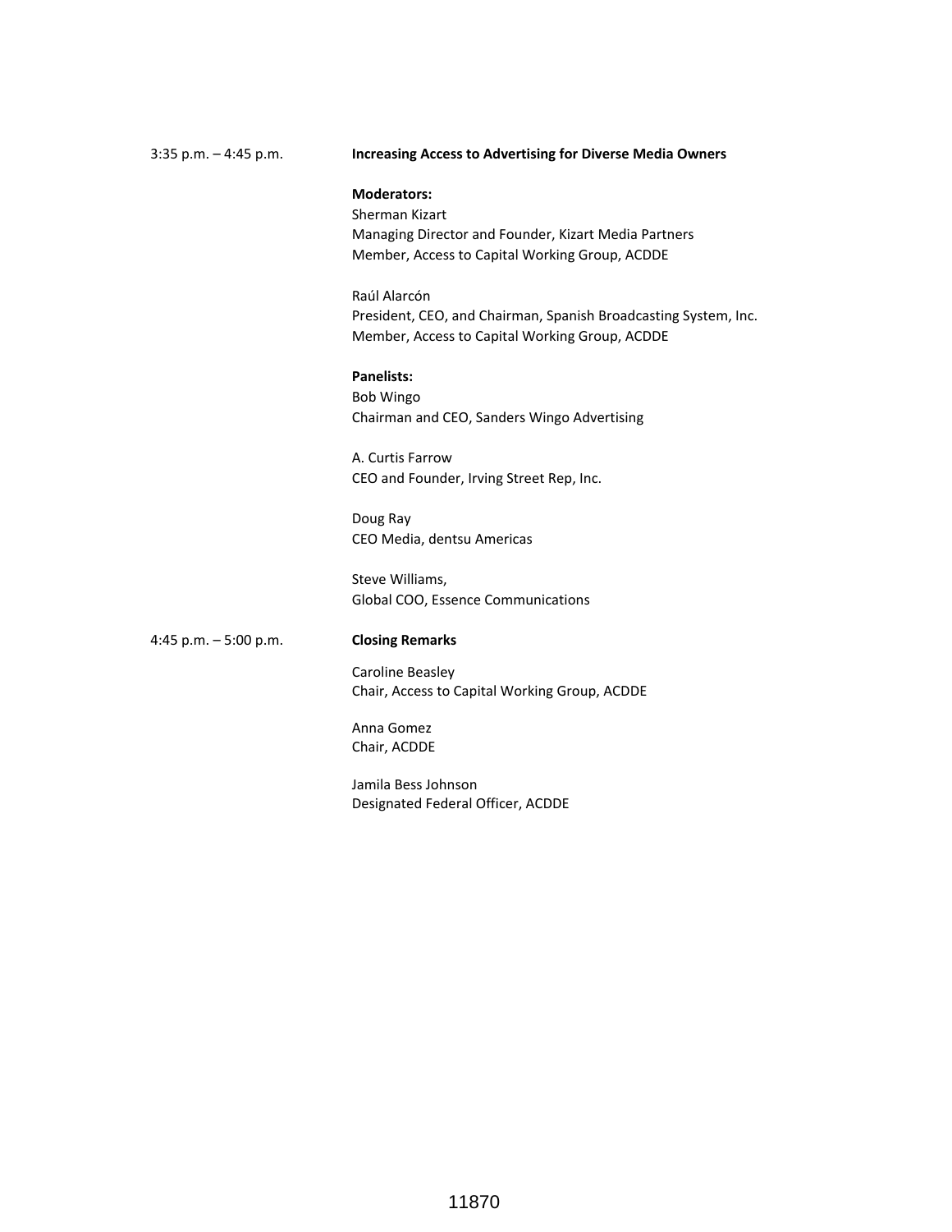3:35 p.m. – 4:45 p.m. **Increasing Access to Advertising for Diverse Media Owners**

**Moderators:**

Sherman Kizart
Managing Director and Founder, Kizart Media Partners
Member, Access to Capital Working Group, ACDDE

Raúl Alarcón
President, CEO, and Chairman, Spanish Broadcasting System, Inc.
Member, Access to Capital Working Group, ACDDE

**Panelists:**

Bob Wingo
Chairman and CEO, Sanders Wingo Advertising

A. Curtis Farrow
CEO and Founder, Irving Street Rep, Inc.

Doug Ray
CEO Media, dentsu Americas

Steve Williams,
Global COO, Essence Communications

4:45 p.m. – 5:00 p.m. **Closing Remarks**

Caroline Beasley
Chair, Access to Capital Working Group, ACDDE

Anna Gomez
Chair, ACDDE

Jamila Bess Johnson
Designated Federal Officer, ACDDE